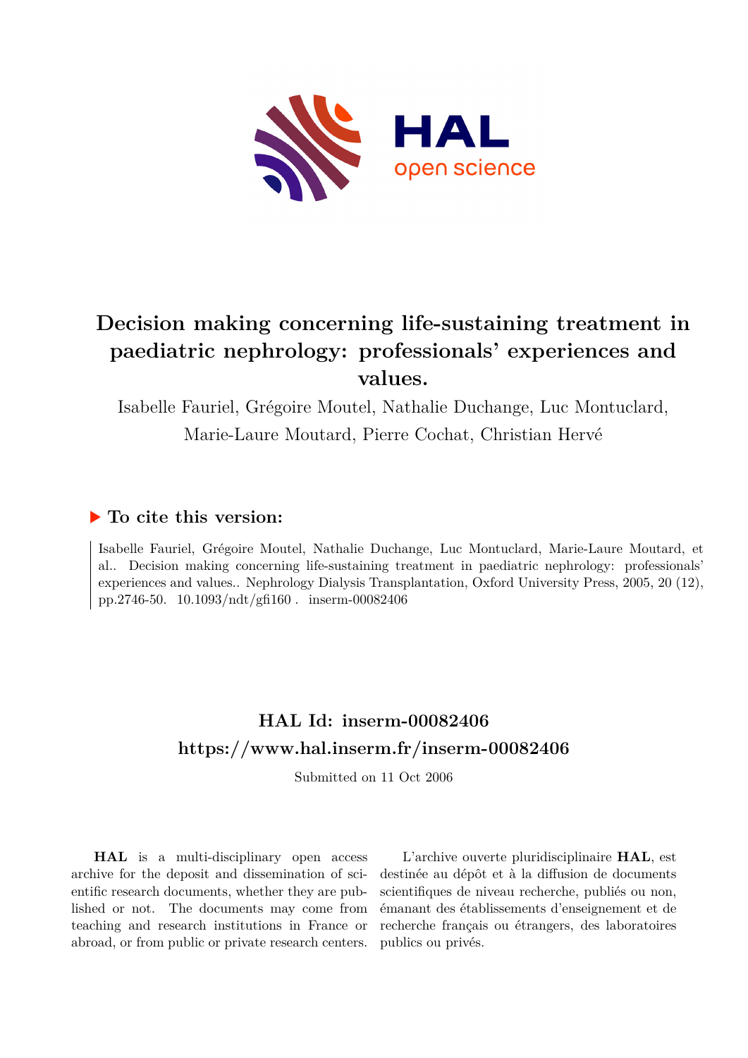# Decision making concerning life-sustaining treatment in paediatric nephrology: professionals' experiences and values.

Isabelle Fauriel, Grégoire Moutel, Nathalie Duchange, Luc Montuclard, Marie-Laure Moutard, Pierre Cochat, Christian Hervé

## ▶ To cite this version:

Isabelle Fauriel, Grégoire Moutel, Nathalie Duchange, Luc Montuclard, Marie-Laure Moutard, et al.. Decision making concerning life-sustaining treatment in paediatric nephrology: professionals' experiences and values.. Nephrology Dialysis Transplantation, Oxford University Press, 2005, 20 (12), pp.2746-50. 10.1093/ndt/gfi160 . inserm-00082406

## HAL Id: inserm-00082406
## https://www.hal.inserm.fr/inserm-00082406

Submitted on 11 Oct 2006

**HAL** is a multi-disciplinary open access archive for the deposit and dissemination of scientific research documents, whether they are published or not. The documents may come from teaching and research institutions in France or abroad, or from public or private research centers.

L'archive ouverte pluridisciplinaire **HAL**, est destinée au dépôt et à la diffusion de documents scientifiques de niveau recherche, publiés ou non, émanant des établissements d'enseignement et de recherche français ou étrangers, des laboratoires publics ou privés.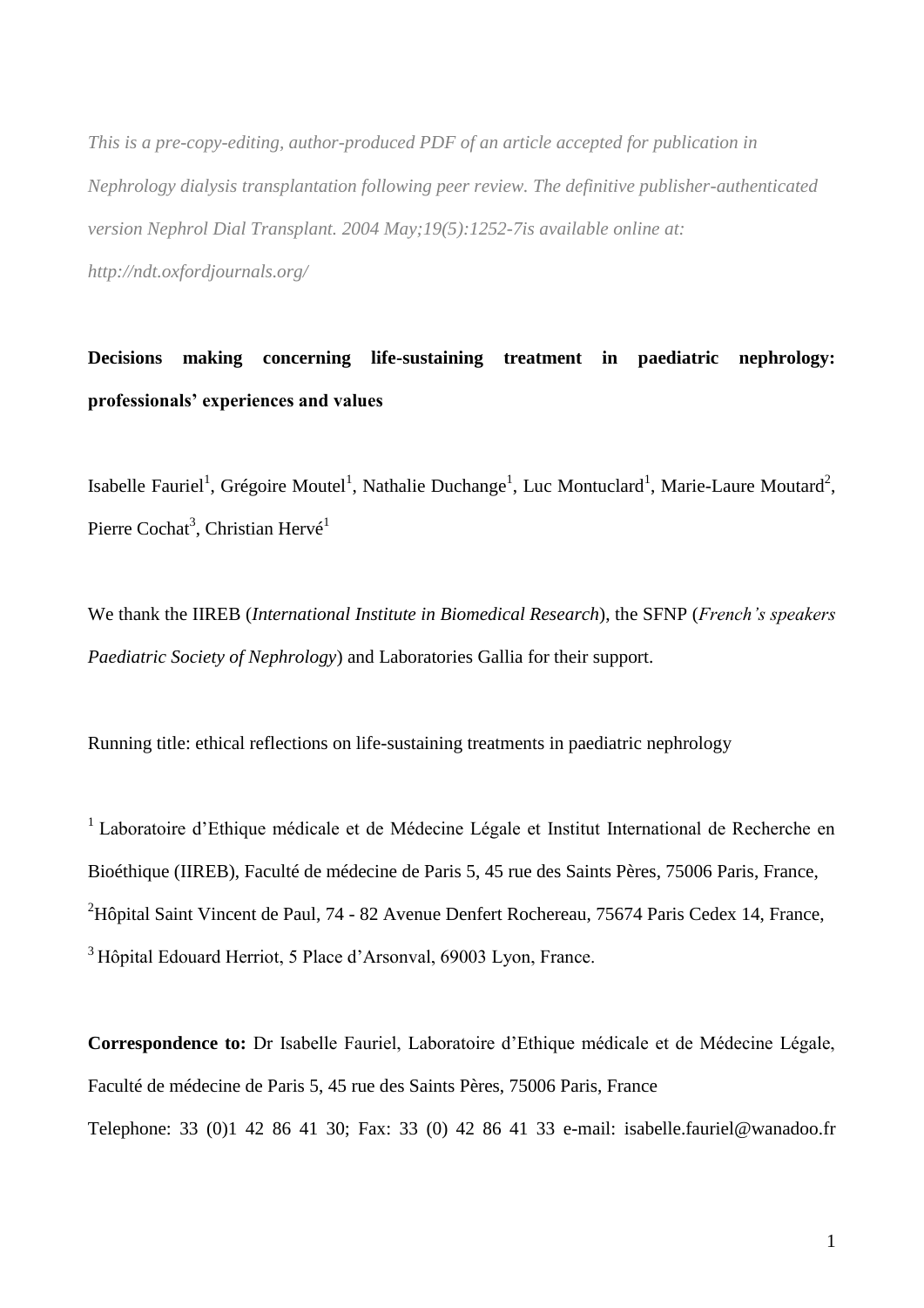*This is a pre-copy-editing, author-produced PDF of an article accepted for publication in Nephrology dialysis transplantation following peer review. The definitive publisher-authenticated version Nephrol Dial Transplant. 2004 May;19(5):1252-7is available online at: http://ndt.oxfordjournals.org/*

**Decisions making concerning life-sustaining treatment in paediatric nephrology: professionals' experiences and values**

Isabelle Fauriel[1], Grégoire Moutel[1], Nathalie Duchange[1], Luc Montuclard[1], Marie-Laure Moutard[2], Pierre Cochat[3], Christian Hervé[1]

We thank the IIREB (*International Institute in Biomedical Research*), the SFNP (*French's speakers Paediatric Society of Nephrology*) and Laboratories Gallia for their support.

Running title: ethical reflections on life-sustaining treatments in paediatric nephrology

[1] Laboratoire d'Ethique médicale et de Médecine Légale et Institut International de Recherche en Bioéthique (IIREB), Faculté de médecine de Paris 5, 45 rue des Saints Pères, 75006 Paris, France,
[2]Hôpital Saint Vincent de Paul, 74 - 82 Avenue Denfert Rochereau, 75674 Paris Cedex 14, France,
[3] Hôpital Edouard Herriot, 5 Place d'Arsonval, 69003 Lyon, France.

**Correspondence to:** Dr Isabelle Fauriel, Laboratoire d'Ethique médicale et de Médecine Légale, Faculté de médecine de Paris 5, 45 rue des Saints Pères, 75006 Paris, France
Telephone: 33 (0)1 42 86 41 30; Fax: 33 (0) 42 86 41 33 e-mail: isabelle.fauriel@wanadoo.fr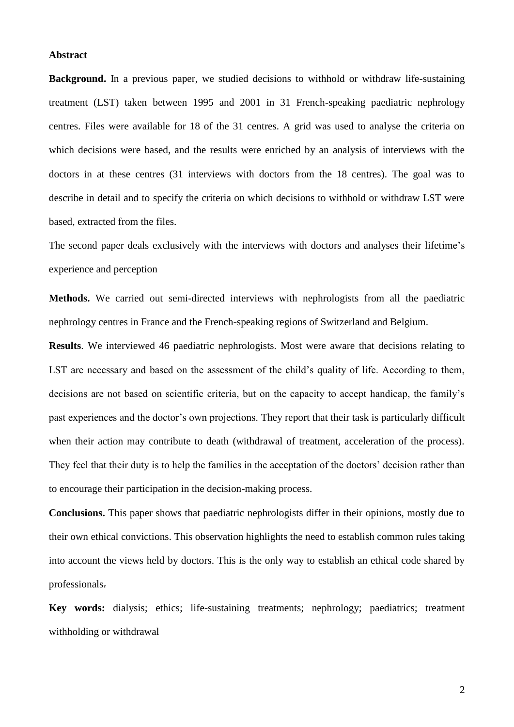**Abstract**

**Background.** In a previous paper, we studied decisions to withhold or withdraw life-sustaining treatment (LST) taken between 1995 and 2001 in 31 French-speaking paediatric nephrology centres. Files were available for 18 of the 31 centres. A grid was used to analyse the criteria on which decisions were based, and the results were enriched by an analysis of interviews with the doctors in at these centres (31 interviews with doctors from the 18 centres). The goal was to describe in detail and to specify the criteria on which decisions to withhold or withdraw LST were based, extracted from the files.

The second paper deals exclusively with the interviews with doctors and analyses their lifetime's experience and perception

**Methods.** We carried out semi-directed interviews with nephrologists from all the paediatric nephrology centres in France and the French-speaking regions of Switzerland and Belgium.

**Results**. We interviewed 46 paediatric nephrologists. Most were aware that decisions relating to LST are necessary and based on the assessment of the child's quality of life. According to them, decisions are not based on scientific criteria, but on the capacity to accept handicap, the family's past experiences and the doctor's own projections. They report that their task is particularly difficult when their action may contribute to death (withdrawal of treatment, acceleration of the process). They feel that their duty is to help the families in the acceptation of the doctors' decision rather than to encourage their participation in the decision-making process.

**Conclusions.** This paper shows that paediatric nephrologists differ in their opinions, mostly due to their own ethical convictions. This observation highlights the need to establish common rules taking into account the views held by doctors. This is the only way to establish an ethical code shared by professionals.

**Key words:** dialysis; ethics; life-sustaining treatments; nephrology; paediatrics; treatment withholding or withdrawal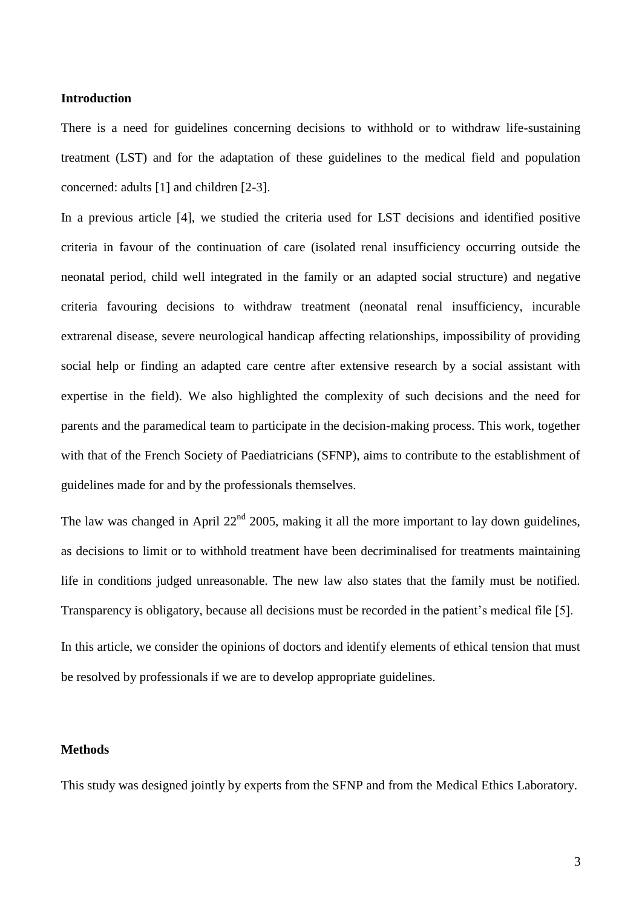## Introduction

There is a need for guidelines concerning decisions to withhold or to withdraw life-sustaining treatment (LST) and for the adaptation of these guidelines to the medical field and population concerned: adults [1] and children [2-3].

In a previous article [4], we studied the criteria used for LST decisions and identified positive criteria in favour of the continuation of care (isolated renal insufficiency occurring outside the neonatal period, child well integrated in the family or an adapted social structure) and negative criteria favouring decisions to withdraw treatment (neonatal renal insufficiency, incurable extrarenal disease, severe neurological handicap affecting relationships, impossibility of providing social help or finding an adapted care centre after extensive research by a social assistant with expertise in the field). We also highlighted the complexity of such decisions and the need for parents and the paramedical team to participate in the decision-making process. This work, together with that of the French Society of Paediatricians (SFNP), aims to contribute to the establishment of guidelines made for and by the professionals themselves.

The law was changed in April 22nd 2005, making it all the more important to lay down guidelines, as decisions to limit or to withhold treatment have been decriminalised for treatments maintaining life in conditions judged unreasonable. The new law also states that the family must be notified. Transparency is obligatory, because all decisions must be recorded in the patient's medical file [5].

In this article, we consider the opinions of doctors and identify elements of ethical tension that must be resolved by professionals if we are to develop appropriate guidelines.

## Methods

This study was designed jointly by experts from the SFNP and from the Medical Ethics Laboratory.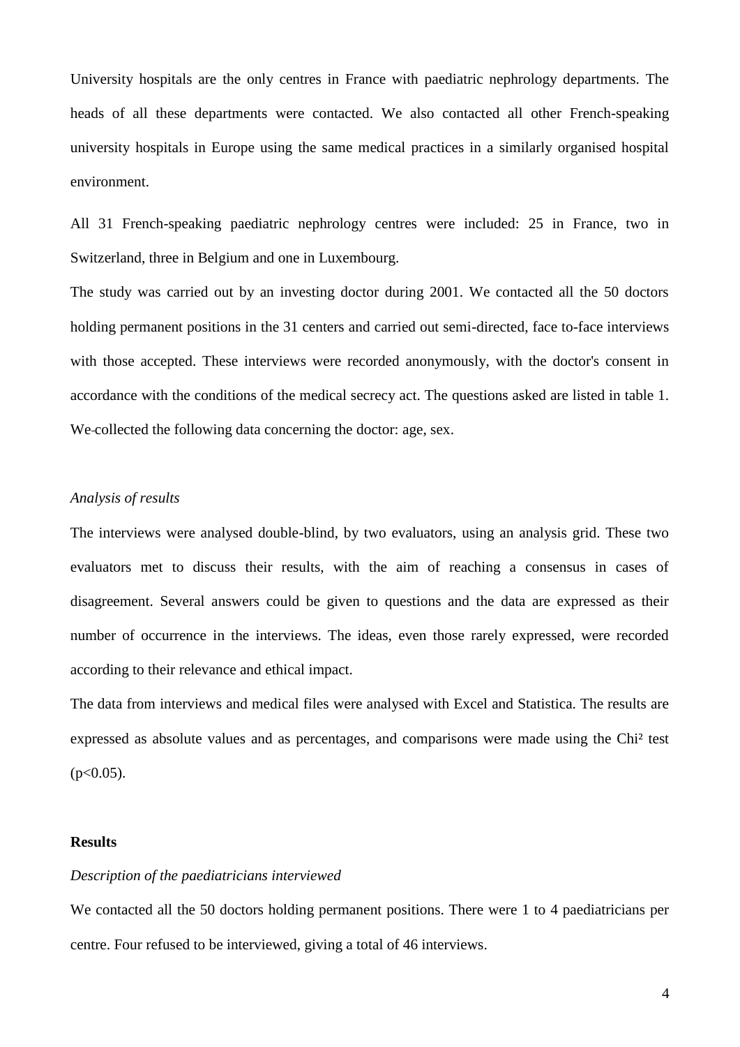University hospitals are the only centres in France with paediatric nephrology departments. The heads of all these departments were contacted. We also contacted all other French-speaking university hospitals in Europe using the same medical practices in a similarly organised hospital environment.

All 31 French-speaking paediatric nephrology centres were included: 25 in France, two in Switzerland, three in Belgium and one in Luxembourg.

The study was carried out by an investing doctor during 2001. We contacted all the 50 doctors holding permanent positions in the 31 centers and carried out semi-directed, face to-face interviews with those accepted. These interviews were recorded anonymously, with the doctor's consent in accordance with the conditions of the medical secrecy act. The questions asked are listed in table 1. We collected the following data concerning the doctor: age, sex.

*Analysis of results*

The interviews were analysed double-blind, by two evaluators, using an analysis grid. These two evaluators met to discuss their results, with the aim of reaching a consensus in cases of disagreement. Several answers could be given to questions and the data are expressed as their number of occurrence in the interviews. The ideas, even those rarely expressed, were recorded according to their relevance and ethical impact.

The data from interviews and medical files were analysed with Excel and Statistica. The results are expressed as absolute values and as percentages, and comparisons were made using the Chi² test ($p<0.05$).

## Results

*Description of the paediatricians interviewed*

We contacted all the 50 doctors holding permanent positions. There were 1 to 4 paediatricians per centre. Four refused to be interviewed, giving a total of 46 interviews.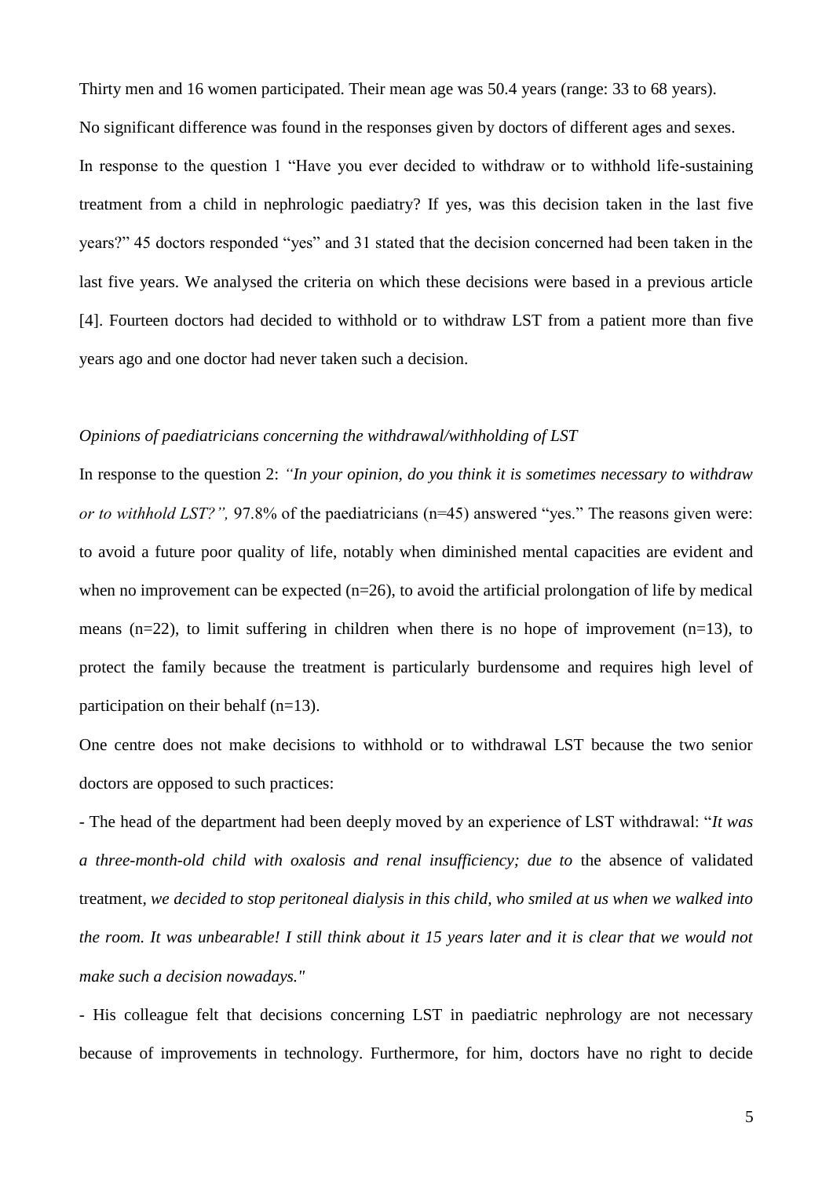Thirty men and 16 women participated. Their mean age was 50.4 years (range: 33 to 68 years). No significant difference was found in the responses given by doctors of different ages and sexes.

In response to the question 1 "Have you ever decided to withdraw or to withhold life-sustaining treatment from a child in nephrologic paediatry? If yes, was this decision taken in the last five years?" 45 doctors responded "yes" and 31 stated that the decision concerned had been taken in the last five years. We analysed the criteria on which these decisions were based in a previous article [4]. Fourteen doctors had decided to withhold or to withdraw LST from a patient more than five years ago and one doctor had never taken such a decision.

*Opinions of paediatricians concerning the withdrawal/withholding of LST*

In response to the question 2: *"In your opinion, do you think it is sometimes necessary to withdraw or to withhold LST?",* 97.8% of the paediatricians (n=45) answered "yes." The reasons given were: to avoid a future poor quality of life, notably when diminished mental capacities are evident and when no improvement can be expected (n=26), to avoid the artificial prolongation of life by medical means (n=22), to limit suffering in children when there is no hope of improvement (n=13), to protect the family because the treatment is particularly burdensome and requires high level of participation on their behalf (n=13).

One centre does not make decisions to withhold or to withdrawal LST because the two senior doctors are opposed to such practices:

- The head of the department had been deeply moved by an experience of LST withdrawal: "*It was a three-month-old child with oxalosis and renal insufficiency; due to* the absence of validated treatment, *we decided to stop peritoneal dialysis in this child, who smiled at us when we walked into the room. It was unbearable! I still think about it 15 years later and it is clear that we would not make such a decision nowadays."*

- His colleague felt that decisions concerning LST in paediatric nephrology are not necessary because of improvements in technology. Furthermore, for him, doctors have no right to decide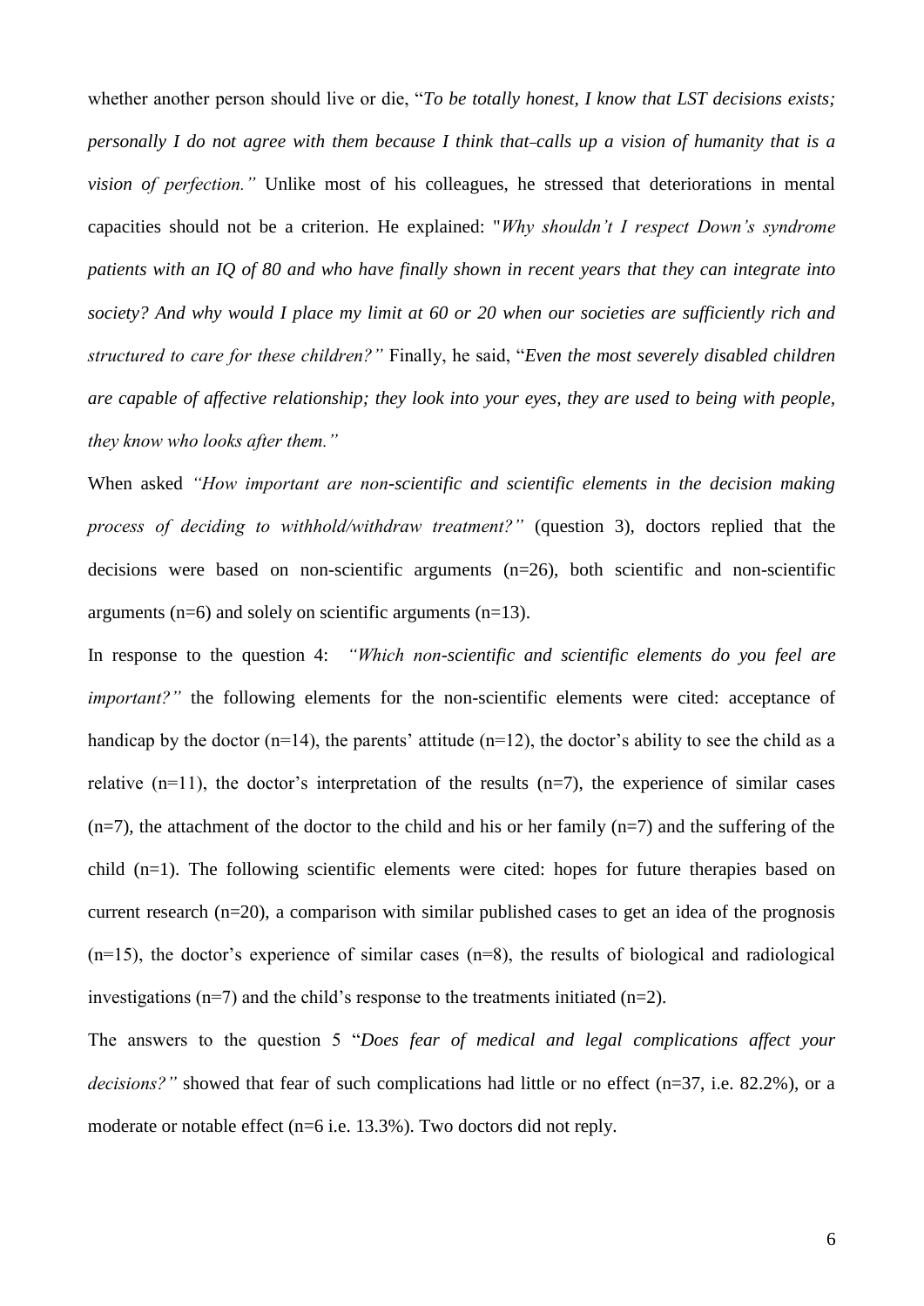whether another person should live or die, "*To be totally honest, I know that LST decisions exists; personally I do not agree with them because I think that calls up a vision of humanity that is a vision of perfection.*" Unlike most of his colleagues, he stressed that deteriorations in mental capacities should not be a criterion. He explained: "*Why shouldn't I respect Down's syndrome patients with an IQ of 80 and who have finally shown in recent years that they can integrate into society? And why would I place my limit at 60 or 20 when our societies are sufficiently rich and structured to care for these children?*" Finally, he said, "*Even the most severely disabled children are capable of affective relationship; they look into your eyes, they are used to being with people, they know who looks after them.*"

When asked *"How important are non-scientific and scientific elements in the decision making process of deciding to withhold/withdraw treatment?"* (question 3), doctors replied that the decisions were based on non-scientific arguments (n=26), both scientific and non-scientific arguments (n=6) and solely on scientific arguments (n=13).

In response to the question 4: *"Which non-scientific and scientific elements do you feel are important?"* the following elements for the non-scientific elements were cited: acceptance of handicap by the doctor (n=14), the parents' attitude (n=12), the doctor's ability to see the child as a relative (n=11), the doctor's interpretation of the results (n=7), the experience of similar cases (n=7), the attachment of the doctor to the child and his or her family (n=7) and the suffering of the child (n=1). The following scientific elements were cited: hopes for future therapies based on current research (n=20), a comparison with similar published cases to get an idea of the prognosis (n=15), the doctor's experience of similar cases (n=8), the results of biological and radiological investigations (n=7) and the child's response to the treatments initiated (n=2).

The answers to the question 5 "*Does fear of medical and legal complications affect your decisions?*" showed that fear of such complications had little or no effect (n=37, i.e. 82.2%), or a moderate or notable effect (n=6 i.e. 13.3%). Two doctors did not reply.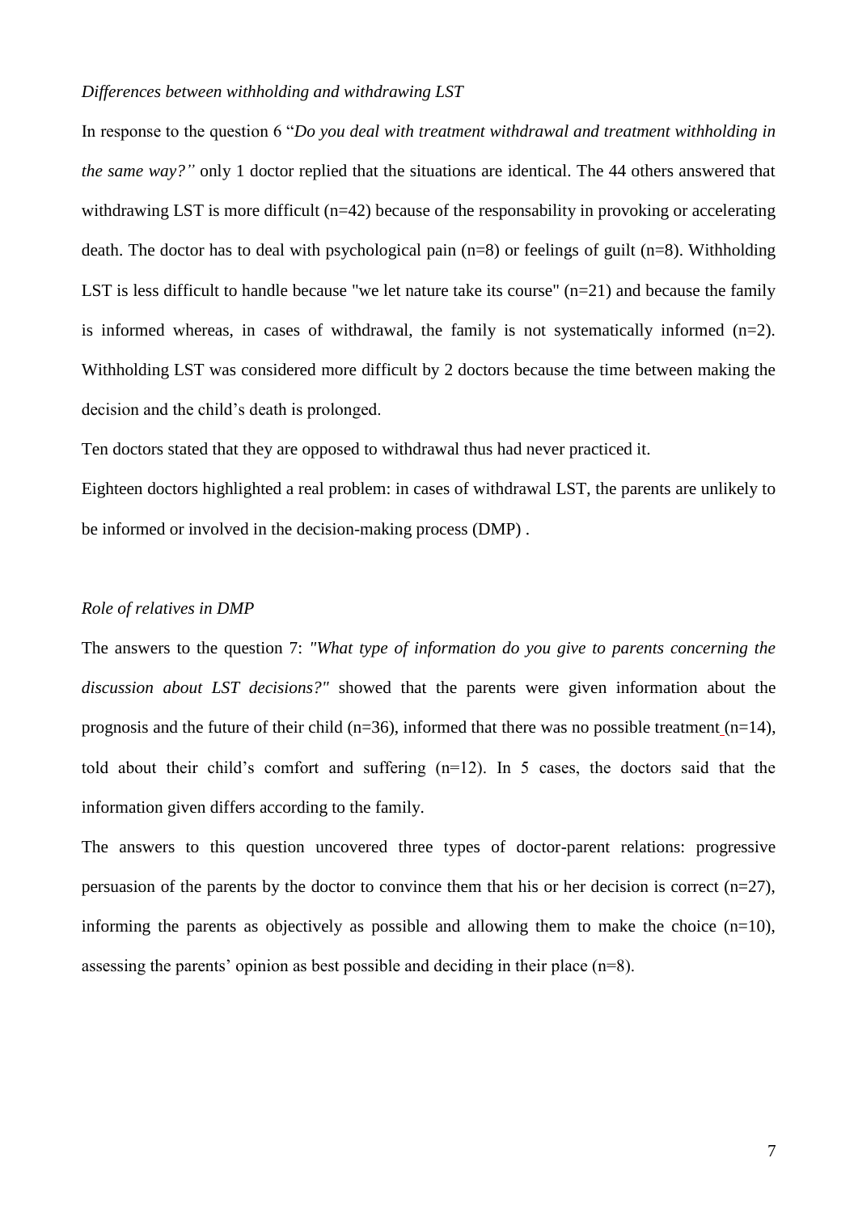*Differences between withholding and withdrawing LST*

In response to the question 6 "*Do you deal with treatment withdrawal and treatment withholding in the same way?"* only 1 doctor replied that the situations are identical. The 44 others answered that withdrawing LST is more difficult (n=42) because of the responsability in provoking or accelerating death. The doctor has to deal with psychological pain (n=8) or feelings of guilt (n=8). Withholding LST is less difficult to handle because "we let nature take its course" (n=21) and because the family is informed whereas, in cases of withdrawal, the family is not systematically informed (n=2). Withholding LST was considered more difficult by 2 doctors because the time between making the decision and the child's death is prolonged.

Ten doctors stated that they are opposed to withdrawal thus had never practiced it.

Eighteen doctors highlighted a real problem: in cases of withdrawal LST, the parents are unlikely to be informed or involved in the decision-making process (DMP) .

*Role of relatives in DMP*

The answers to the question 7: *"What type of information do you give to parents concerning the discussion about LST decisions?"* showed that the parents were given information about the prognosis and the future of their child (n=36), informed that there was no possible treatment (n=14), told about their child's comfort and suffering (n=12). In 5 cases, the doctors said that the information given differs according to the family.

The answers to this question uncovered three types of doctor-parent relations: progressive persuasion of the parents by the doctor to convince them that his or her decision is correct (n=27), informing the parents as objectively as possible and allowing them to make the choice (n=10), assessing the parents' opinion as best possible and deciding in their place (n=8).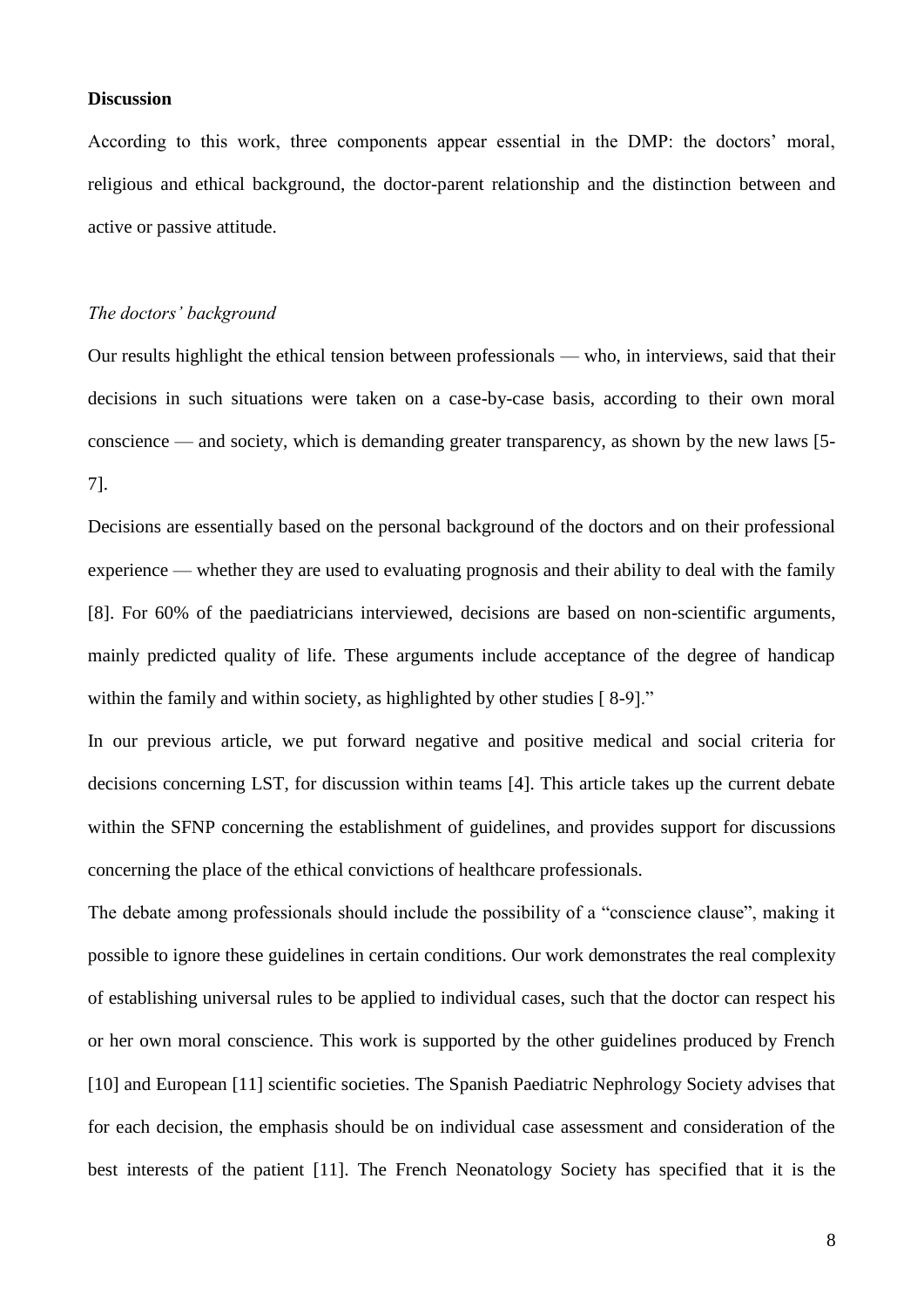**Discussion**

According to this work, three components appear essential in the DMP: the doctors' moral, religious and ethical background, the doctor-parent relationship and the distinction between and active or passive attitude.

*The doctors' background*

Our results highlight the ethical tension between professionals — who, in interviews, said that their decisions in such situations were taken on a case-by-case basis, according to their own moral conscience — and society, which is demanding greater transparency, as shown by the new laws [5-7].

Decisions are essentially based on the personal background of the doctors and on their professional experience — whether they are used to evaluating prognosis and their ability to deal with the family [8]. For 60% of the paediatricians interviewed, decisions are based on non-scientific arguments, mainly predicted quality of life. These arguments include acceptance of the degree of handicap within the family and within society, as highlighted by other studies [ 8-9]."

In our previous article, we put forward negative and positive medical and social criteria for decisions concerning LST, for discussion within teams [4]. This article takes up the current debate within the SFNP concerning the establishment of guidelines, and provides support for discussions concerning the place of the ethical convictions of healthcare professionals.

The debate among professionals should include the possibility of a "conscience clause", making it possible to ignore these guidelines in certain conditions. Our work demonstrates the real complexity of establishing universal rules to be applied to individual cases, such that the doctor can respect his or her own moral conscience. This work is supported by the other guidelines produced by French [10] and European [11] scientific societies. The Spanish Paediatric Nephrology Society advises that for each decision, the emphasis should be on individual case assessment and consideration of the best interests of the patient [11]. The French Neonatology Society has specified that it is the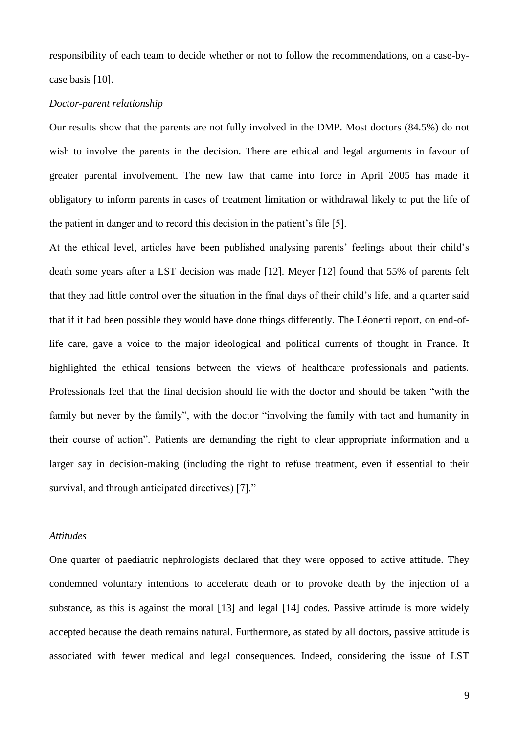responsibility of each team to decide whether or not to follow the recommendations, on a case-by-case basis [10].

*Doctor-parent relationship*

Our results show that the parents are not fully involved in the DMP. Most doctors (84.5%) do not wish to involve the parents in the decision. There are ethical and legal arguments in favour of greater parental involvement. The new law that came into force in April 2005 has made it obligatory to inform parents in cases of treatment limitation or withdrawal likely to put the life of the patient in danger and to record this decision in the patient's file [5].

At the ethical level, articles have been published analysing parents' feelings about their child's death some years after a LST decision was made [12]. Meyer [12] found that 55% of parents felt that they had little control over the situation in the final days of their child's life, and a quarter said that if it had been possible they would have done things differently. The Léonetti report, on end-of-life care, gave a voice to the major ideological and political currents of thought in France. It highlighted the ethical tensions between the views of healthcare professionals and patients. Professionals feel that the final decision should lie with the doctor and should be taken "with the family but never by the family", with the doctor "involving the family with tact and humanity in their course of action". Patients are demanding the right to clear appropriate information and a larger say in decision-making (including the right to refuse treatment, even if essential to their survival, and through anticipated directives) [7]."

*Attitudes*

One quarter of paediatric nephrologists declared that they were opposed to active attitude. They condemned voluntary intentions to accelerate death or to provoke death by the injection of a substance, as this is against the moral [13] and legal [14] codes. Passive attitude is more widely accepted because the death remains natural. Furthermore, as stated by all doctors, passive attitude is associated with fewer medical and legal consequences. Indeed, considering the issue of LST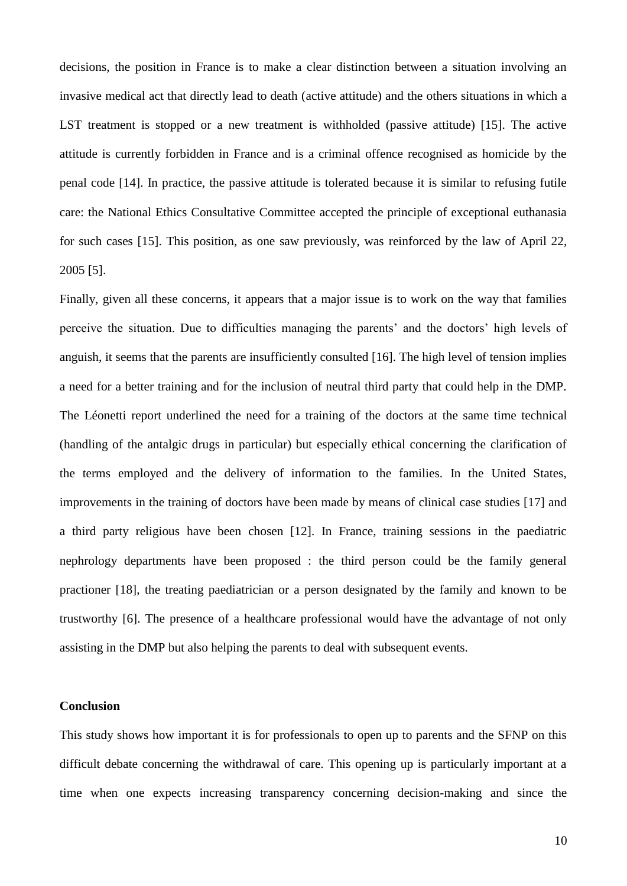decisions, the position in France is to make a clear distinction between a situation involving an invasive medical act that directly lead to death (active attitude) and the others situations in which a LST treatment is stopped or a new treatment is withholded (passive attitude) [15]. The active attitude is currently forbidden in France and is a criminal offence recognised as homicide by the penal code [14]. In practice, the passive attitude is tolerated because it is similar to refusing futile care: the National Ethics Consultative Committee accepted the principle of exceptional euthanasia for such cases [15]. This position, as one saw previously, was reinforced by the law of April 22, 2005 [5].

Finally, given all these concerns, it appears that a major issue is to work on the way that families perceive the situation. Due to difficulties managing the parents' and the doctors' high levels of anguish, it seems that the parents are insufficiently consulted [16]. The high level of tension implies a need for a better training and for the inclusion of neutral third party that could help in the DMP. The Léonetti report underlined the need for a training of the doctors at the same time technical (handling of the antalgic drugs in particular) but especially ethical concerning the clarification of the terms employed and the delivery of information to the families. In the United States, improvements in the training of doctors have been made by means of clinical case studies [17] and a third party religious have been chosen [12]. In France, training sessions in the paediatric nephrology departments have been proposed : the third person could be the family general practioner [18], the treating paediatrician or a person designated by the family and known to be trustworthy [6]. The presence of a healthcare professional would have the advantage of not only assisting in the DMP but also helping the parents to deal with subsequent events.

**Conclusion**

This study shows how important it is for professionals to open up to parents and the SFNP on this difficult debate concerning the withdrawal of care. This opening up is particularly important at a time when one expects increasing transparency concerning decision-making and since the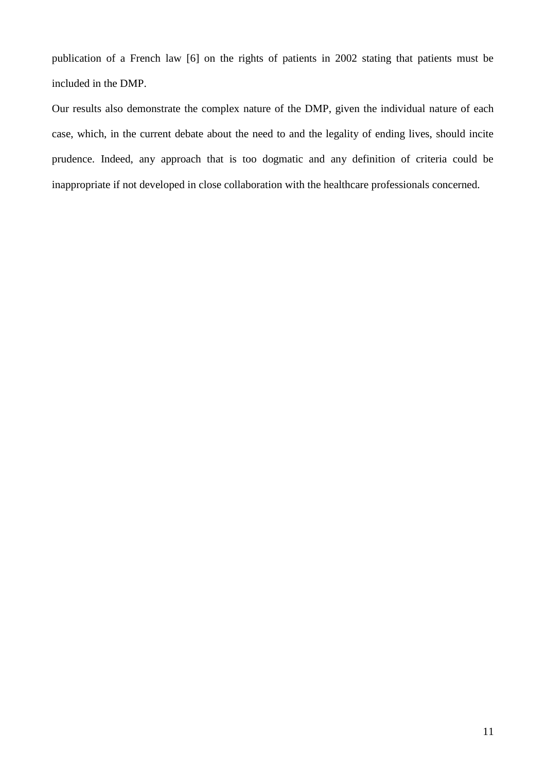publication of a French law [6] on the rights of patients in 2002 stating that patients must be included in the DMP.

Our results also demonstrate the complex nature of the DMP, given the individual nature of each case, which, in the current debate about the need to and the legality of ending lives, should incite prudence. Indeed, any approach that is too dogmatic and any definition of criteria could be inappropriate if not developed in close collaboration with the healthcare professionals concerned.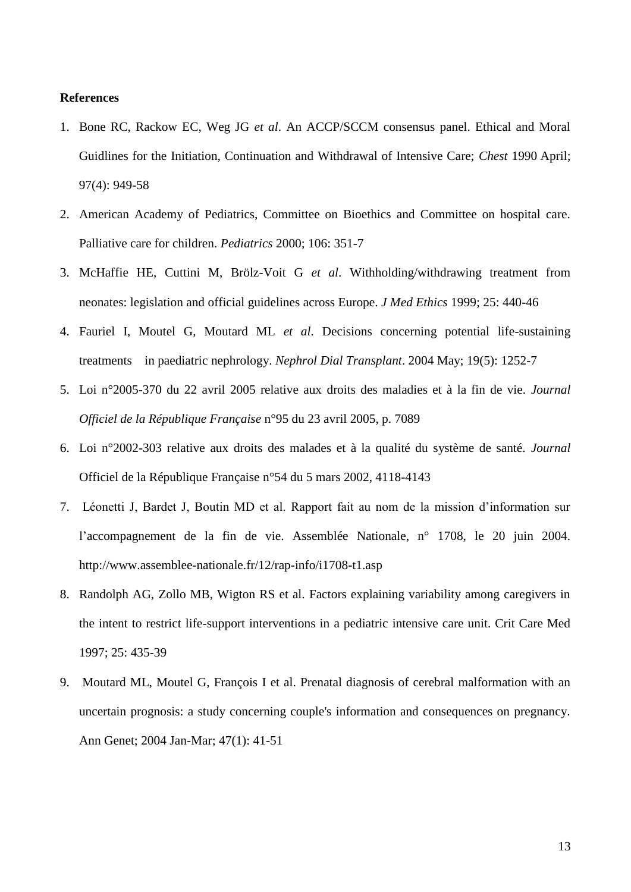**References**

1. Bone RC, Rackow EC, Weg JG *et al*. An ACCP/SCCM consensus panel. Ethical and Moral Guidlines for the Initiation, Continuation and Withdrawal of Intensive Care; *Chest* 1990 April; 97(4): 949-58
2. American Academy of Pediatrics, Committee on Bioethics and Committee on hospital care. Palliative care for children. *Pediatrics* 2000; 106: 351-7
3. McHaffie HE, Cuttini M, Brölz-Voit G *et al*. Withholding/withdrawing treatment from neonates: legislation and official guidelines across Europe. *J Med Ethics* 1999; 25: 440-46
4. Fauriel I, Moutel G, Moutard ML *et al*. Decisions concerning potential life-sustaining treatments in paediatric nephrology. *Nephrol Dial Transplant*. 2004 May; 19(5): 1252-7
5. Loi n°2005-370 du 22 avril 2005 relative aux droits des maladies et à la fin de vie. *Journal Officiel de la République Française* n°95 du 23 avril 2005, p. 7089
6. Loi n°2002-303 relative aux droits des malades et à la qualité du système de santé. *Journal* Officiel de la République Française n°54 du 5 mars 2002, 4118-4143
7. Léonetti J, Bardet J, Boutin MD et al. Rapport fait au nom de la mission d'information sur l'accompagnement de la fin de vie. Assemblée Nationale, n° 1708, le 20 juin 2004. http://www.assemblee-nationale.fr/12/rap-info/i1708-t1.asp
8. Randolph AG, Zollo MB, Wigton RS et al. Factors explaining variability among caregivers in the intent to restrict life-support interventions in a pediatric intensive care unit. Crit Care Med 1997; 25: 435-39
9. Moutard ML, Moutel G, François I et al. Prenatal diagnosis of cerebral malformation with an uncertain prognosis: a study concerning couple's information and consequences on pregnancy. Ann Genet; 2004 Jan-Mar; 47(1): 41-51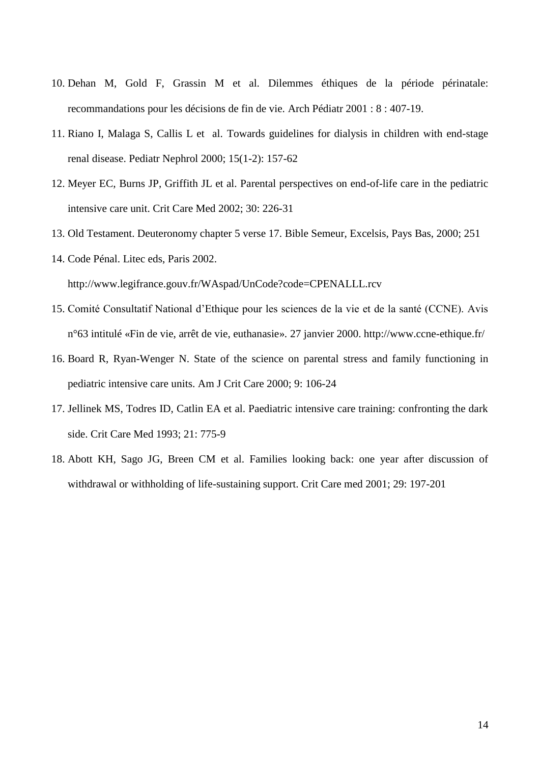10. Dehan M, Gold F, Grassin M et al. Dilemmes éthiques de la période périnatale: recommandations pour les décisions de fin de vie. Arch Pédiatr 2001 : 8 : 407-19.
11. Riano I, Malaga S, Callis L et al. Towards guidelines for dialysis in children with end-stage renal disease. Pediatr Nephrol 2000; 15(1-2): 157-62
12. Meyer EC, Burns JP, Griffith JL et al. Parental perspectives on end-of-life care in the pediatric intensive care unit. Crit Care Med 2002; 30: 226-31
13. Old Testament. Deuteronomy chapter 5 verse 17. Bible Semeur, Excelsis, Pays Bas, 2000; 251
14. Code Pénal. Litec eds, Paris 2002.
    http://www.legifrance.gouv.fr/WAspad/UnCode?code=CPENALLL.rcv
15. Comité Consultatif National d'Ethique pour les sciences de la vie et de la santé (CCNE). Avis n°63 intitulé «Fin de vie, arrêt de vie, euthanasie». 27 janvier 2000. http://www.ccne-ethique.fr/
16. Board R, Ryan-Wenger N. State of the science on parental stress and family functioning in pediatric intensive care units. Am J Crit Care 2000; 9: 106-24
17. Jellinek MS, Todres ID, Catlin EA et al. Paediatric intensive care training: confronting the dark side. Crit Care Med 1993; 21: 775-9
18. Abott KH, Sago JG, Breen CM et al. Families looking back: one year after discussion of withdrawal or withholding of life-sustaining support. Crit Care med 2001; 29: 197-201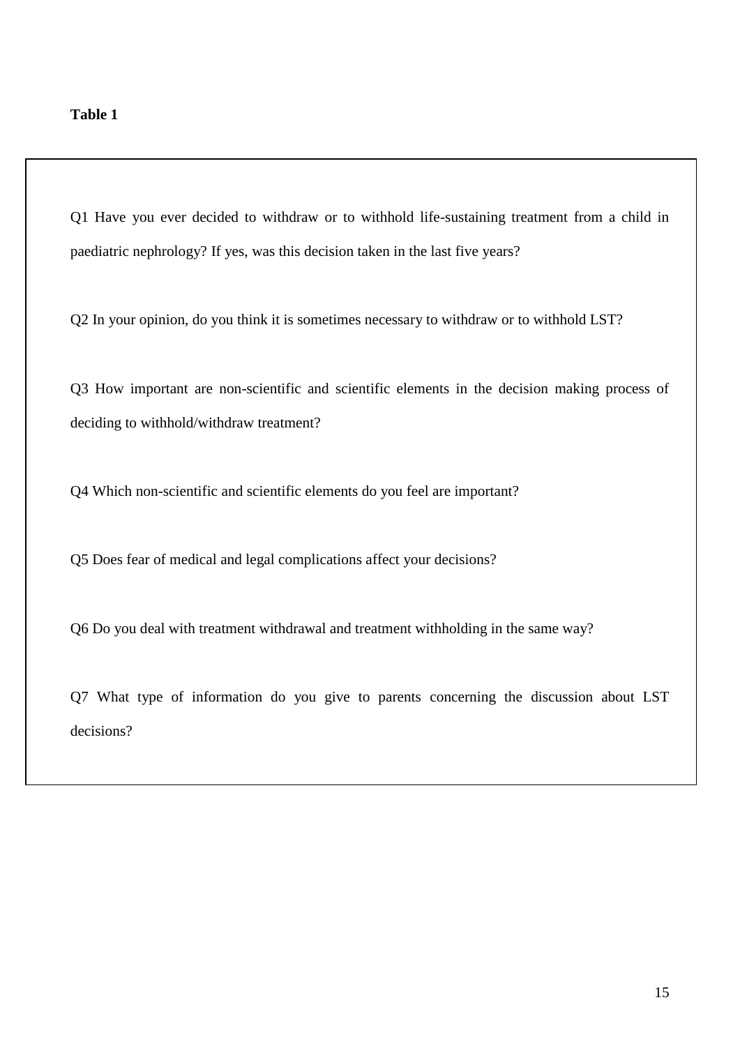**Table 1**

Q1 Have you ever decided to withdraw or to withhold life-sustaining treatment from a child in paediatric nephrology? If yes, was this decision taken in the last five years?

Q2 In your opinion, do you think it is sometimes necessary to withdraw or to withhold LST?

Q3 How important are non-scientific and scientific elements in the decision making process of deciding to withhold/withdraw treatment?

Q4 Which non-scientific and scientific elements do you feel are important?

Q5 Does fear of medical and legal complications affect your decisions?

Q6 Do you deal with treatment withdrawal and treatment withholding in the same way?

Q7 What type of information do you give to parents concerning the discussion about LST decisions?